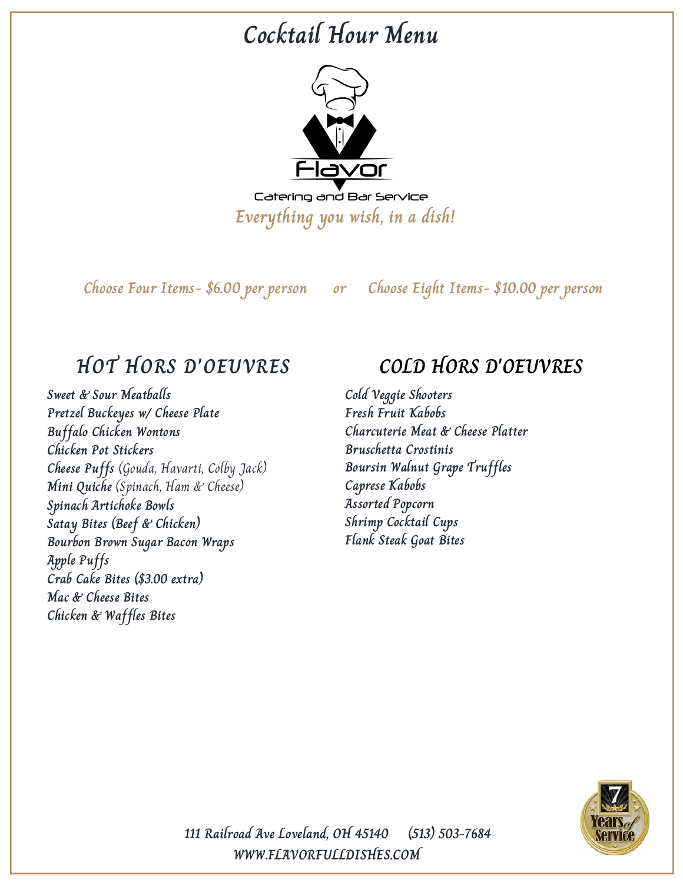# Cocktail Hour Menu

Flavor

Catering and Bar Service

*Everything you wish, in a dish!*

*Choose Four Items- $6.00 per person* or *Choose Eight Items- $10.00 per person*

## HOT HORS D'OEUVRES

- Sweet & Sour Meatballs
- Pretzel Buckeyes w/ Cheese Plate
- Buffalo Chicken Wontons
- Chicken Pot Stickers
- Cheese Puffs (Gouda, Havarti, Colby Jack)
- Mini Quiche (Spinach, Ham & Cheese)
- Spinach Artichoke Bowls
- Satay Bites (Beef & Chicken)
- Bourbon Brown Sugar Bacon Wraps
- Apple Puffs
- Crab Cake Bites ($3.00 extra)
- Mac & Cheese Bites
- Chicken & Waffles Bites

## COLD HORS D'OEUVRES

- Cold Veggie Shooters
- Fresh Fruit Kabobs
- Charcuterie Meat & Cheese Platter
- Bruschetta Crostinis
- Boursin Walnut Grape Truffles
- Caprese Kabobs
- Assorted Popcorn
- Shrimp Cocktail Cups
- Flank Steak Goat Bites

7 Years of Service

111 Railroad Ave Loveland, OH 45140 (513) 503-7684

WWW.FLAVORFULLDISHES.COM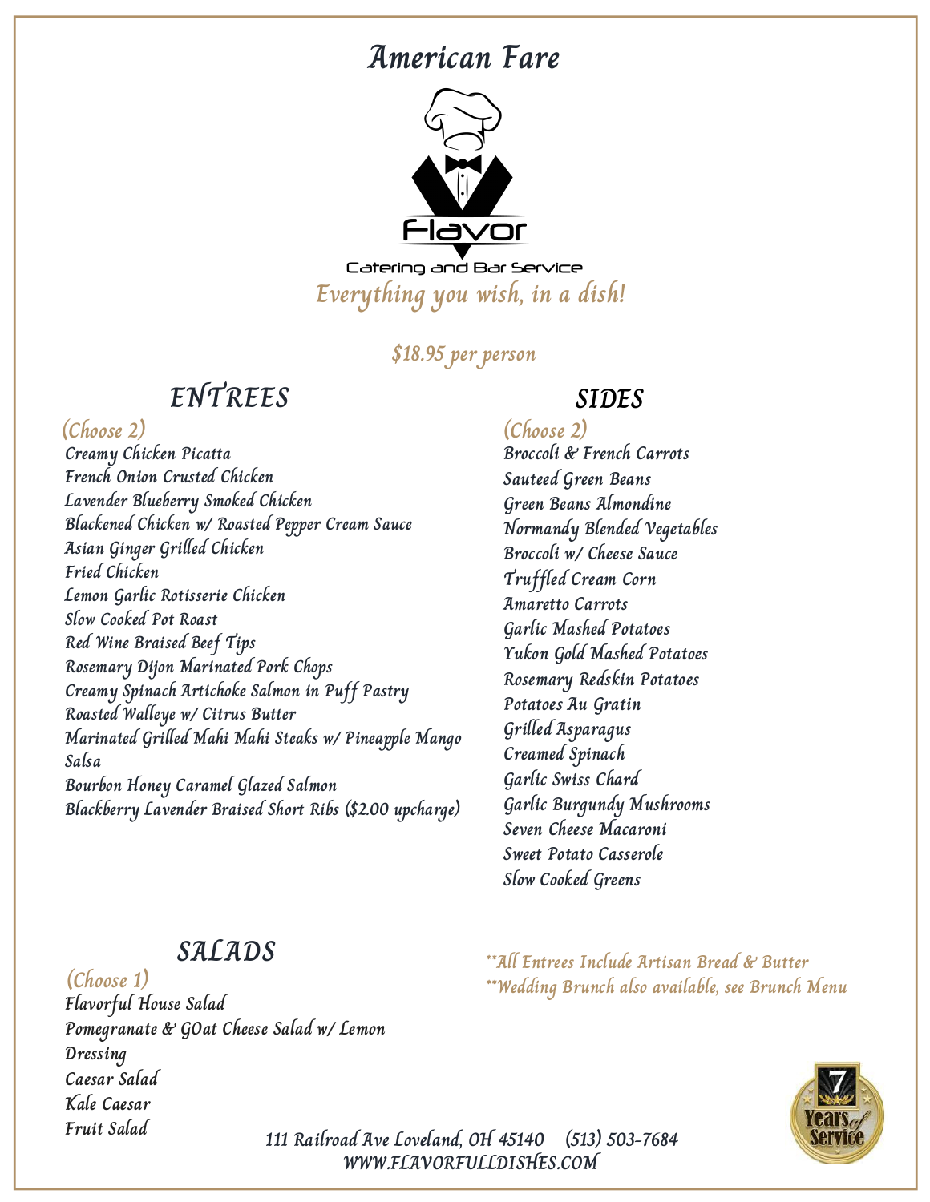# American Fare

Flavor

Catering and Bar Service

*Everything you wish, in a dish!*

*$18.95 per person*

## ENTREES

*(Choose 2)*

- Creamy Chicken Picatta
- French Onion Crusted Chicken
- Lavender Blueberry Smoked Chicken
- Blackened Chicken w/ Roasted Pepper Cream Sauce
- Asian Ginger Grilled Chicken
- Fried Chicken
- Lemon Garlic Rotisserie Chicken
- Slow Cooked Pot Roast
- Red Wine Braised Beef Tips
- Rosemary Dijon Marinated Pork Chops
- Creamy Spinach Artichoke Salmon in Puff Pastry
- Roasted Walleye w/ Citrus Butter
- Marinated Grilled Mahi Mahi Steaks w/ Pineapple Mango Salsa
- Bourbon Honey Caramel Glazed Salmon
- Blackberry Lavender Braised Short Ribs ($2.00 upcharge)

## SIDES

*(Choose 2)*

- Broccoli & French Carrots
- Sauteed Green Beans
- Green Beans Almondine
- Normandy Blended Vegetables
- Broccoli w/ Cheese Sauce
- Truffled Cream Corn
- Amaretto Carrots
- Garlic Mashed Potatoes
- Yukon Gold Mashed Potatoes
- Rosemary Redskin Potatoes
- Potatoes Au Gratin
- Grilled Asparagus
- Creamed Spinach
- Garlic Swiss Chard
- Garlic Burgundy Mushrooms
- Seven Cheese Macaroni
- Sweet Potato Casserole
- Slow Cooked Greens

## SALADS

*(Choose 1)*

- Flavorful House Salad
- Pomegranate & GOat Cheese Salad w/ Lemon Dressing
- Caesar Salad
- Kale Caesar
- Fruit Salad

*\*\*All Entrees Include Artisan Bread & Butter*

*\*\*Wedding Brunch also available, see Brunch Menu*

111 Railroad Ave Loveland, OH 45140 (513) 503-7684

WWW.FLAVORFULLDISHES.COM

7 Years of Service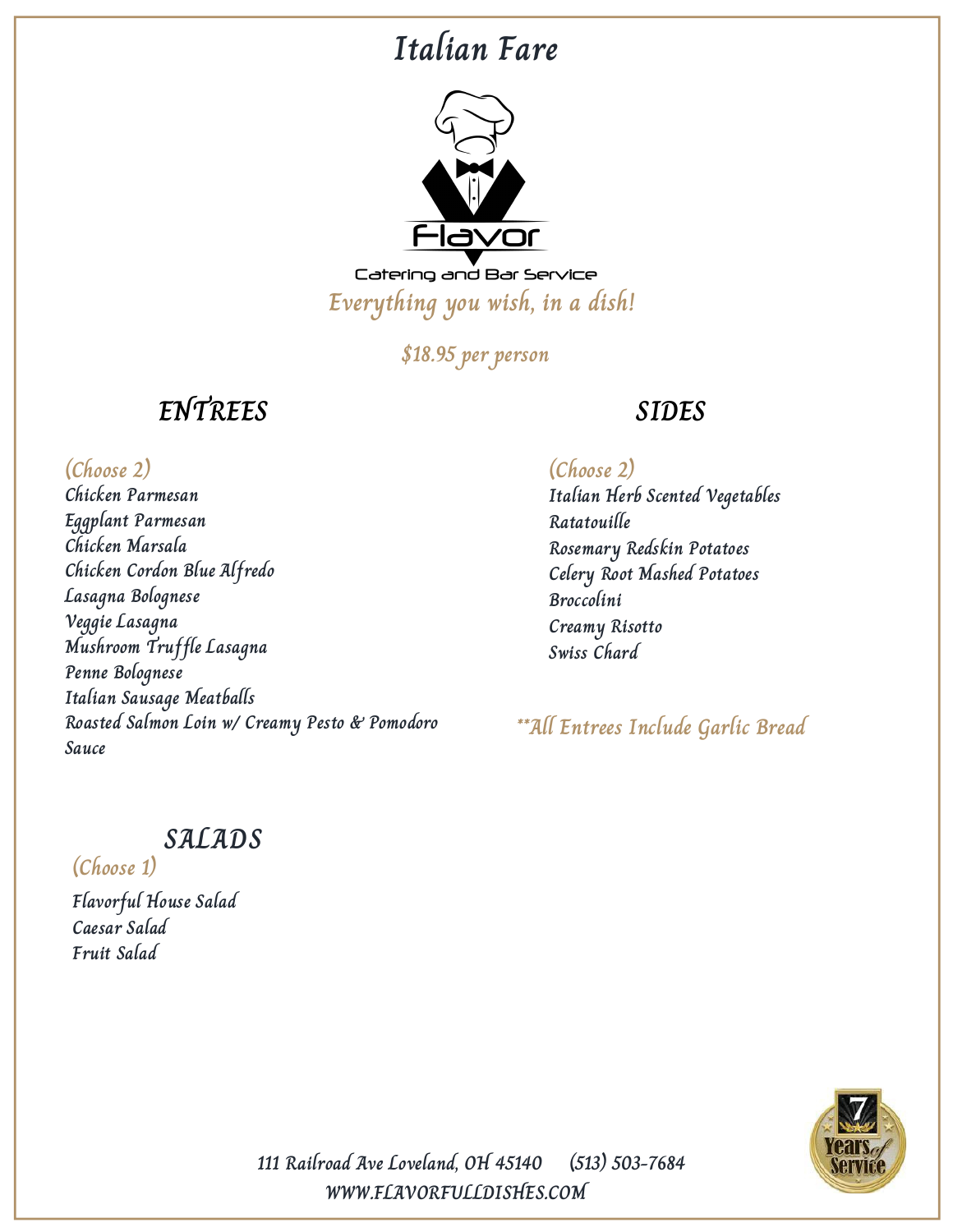# Italian Fare

Flavor

Catering and Bar Service

*Everything you wish, in a dish!*

*$18.95 per person*

## ENTREES

*(Choose 2)*

Chicken Parmesan
Eggplant Parmesan
Chicken Marsala
Chicken Cordon Blue Alfredo
Lasagna Bolognese
Veggie Lasagna
Mushroom Truffle Lasagna
Penne Bolognese
Italian Sausage Meatballs
Roasted Salmon Loin w/ Creamy Pesto & Pomodoro Sauce

## SIDES

*(Choose 2)*

Italian Herb Scented Vegetables
Ratatouille
Rosemary Redskin Potatoes
Celery Root Mashed Potatoes
Broccolini
Creamy Risotto
Swiss Chard

*\*\*All Entrees Include Garlic Bread*

## SALADS

*(Choose 1)*

Flavorful House Salad
Caesar Salad
Fruit Salad

7 Years of Service

111 Railroad Ave Loveland, OH 45140 (513) 503-7684
WWW.FLAVORFULLDISHES.COM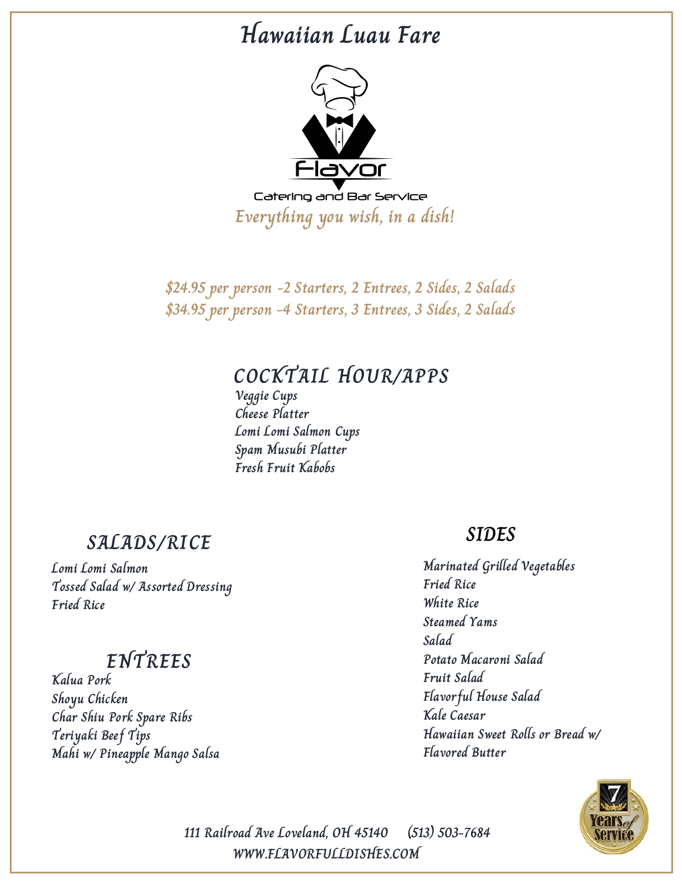# Hawaiian Luau Fare

Flavor

Catering and Bar Service

*Everything you wish, in a dish!*

*$24.95 per person -2 Starters, 2 Entrees, 2 Sides, 2 Salads*
*$34.95 per person -4 Starters, 3 Entrees, 3 Sides, 2 Salads*

## COCKTAIL HOUR/APPS

Veggie Cups
Cheese Platter
Lomi Lomi Salmon Cups
Spam Musubi Platter
Fresh Fruit Kabobs

## SALADS/RICE

Lomi Lomi Salmon
Tossed Salad w/ Assorted Dressing
Fried Rice

## ENTREES

Kalua Pork
Shoyu Chicken
Char Shiu Pork Spare Ribs
Teriyaki Beef Tips
Mahi w/ Pineapple Mango Salsa

## SIDES

Marinated Grilled Vegetables
Fried Rice
White Rice
Steamed Yams
Salad
Potato Macaroni Salad
Fruit Salad
Flavorful House Salad
Kale Caesar
Hawaiian Sweet Rolls or Bread w/ Flavored Butter

111 Railroad Ave Loveland, OH 45140 (513) 503-7684
WWW.FLAVORFULLDISHES.COM

7 Years of Service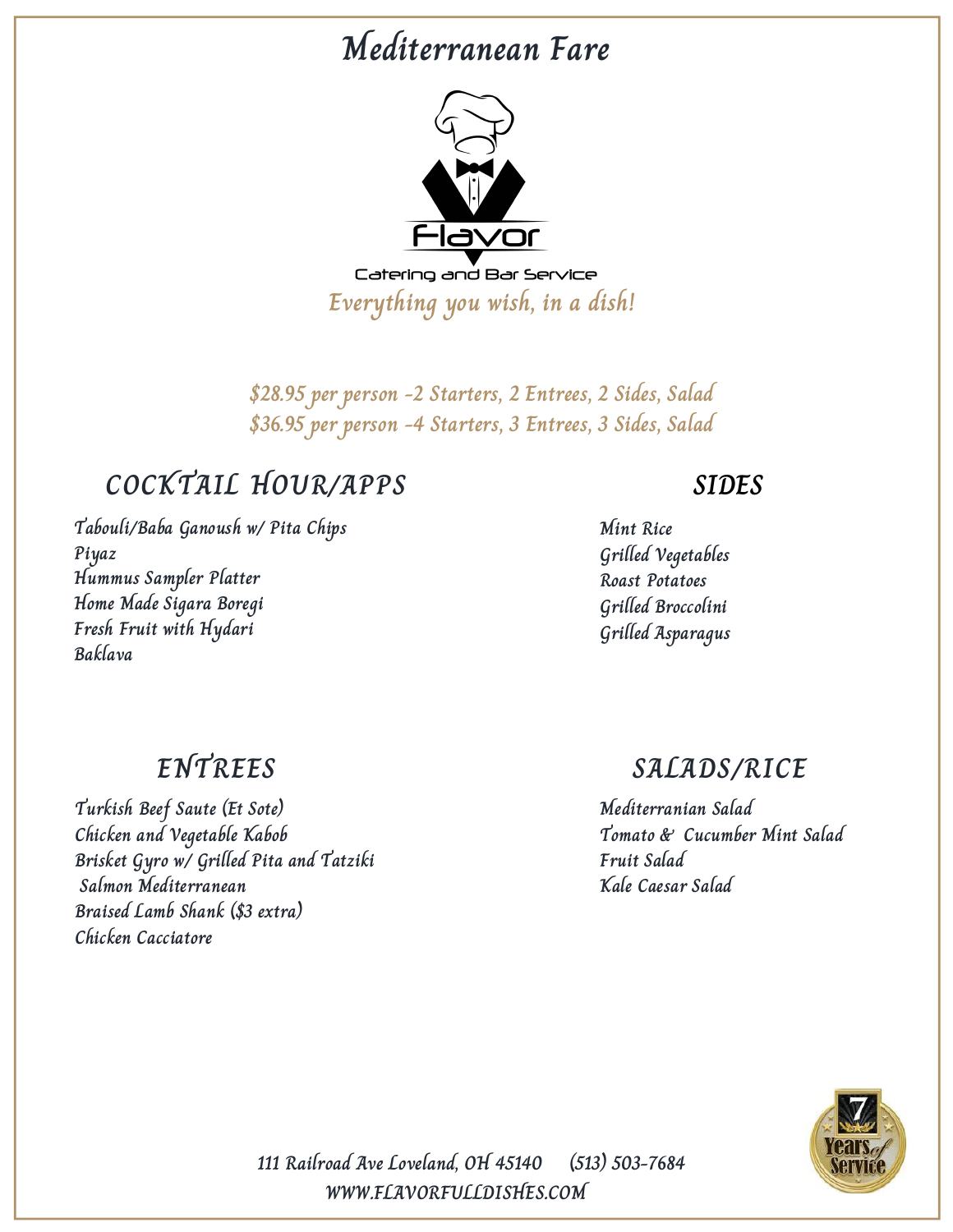# Mediterranean Fare

Flavor

Catering and Bar Service

*Everything you wish, in a dish!*

*$28.95 per person -2 Starters, 2 Entrees, 2 Sides, Salad*
*$36.95 per person -4 Starters, 3 Entrees, 3 Sides, Salad*

## COCKTAIL HOUR/APPS

Tabouli/Baba Ganoush w/ Pita Chips
Piyaz
Hummus Sampler Platter
Home Made Sigara Boregi
Fresh Fruit with Hydari
Baklava

## SIDES

Mint Rice
Grilled Vegetables
Roast Potatoes
Grilled Broccolini
Grilled Asparagus

## ENTREES

Turkish Beef Saute (Et Sote)
Chicken and Vegetable Kabob
Brisket Gyro w/ Grilled Pita and Tatziki
Salmon Mediterranean
Braised Lamb Shank ($3 extra)
Chicken Cacciatore

## SALADS/RICE

Mediterranian Salad
Tomato & Cucumber Mint Salad
Fruit Salad
Kale Caesar Salad

7 Years of Service

111 Railroad Ave Loveland, OH 45140 (513) 503-7684
WWW.FLAVORFULLDISHES.COM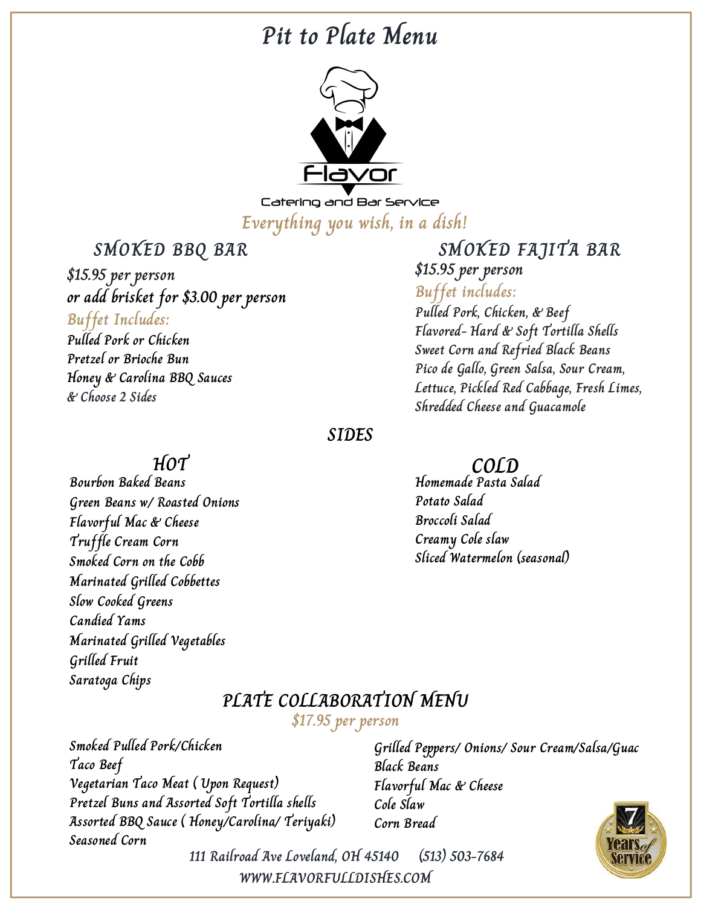# Pit to Plate Menu

Flavor

Catering and Bar Service

*Everything you wish, in a dish!*

## SMOKED BBQ BAR

**$15.95 per person**

**or add brisket for $3.00 per person**

*Buffet Includes:*

Pulled Pork or Chicken
Pretzel or Brioche Bun
Honey & Carolina BBQ Sauces
& Choose 2 Sides

## SMOKED FAJITA BAR

**$15.95 per person**

*Buffet includes:*

Pulled Pork, Chicken, & Beef
Flavored- Hard & Soft Tortilla Shells
Sweet Corn and Refried Black Beans
Pico de Gallo, Green Salsa, Sour Cream,
Lettuce, Pickled Red Cabbage, Fresh Limes,
Shredded Cheese and Guacamole

## SIDES

### HOT

Bourbon Baked Beans
Green Beans w/ Roasted Onions
Flavorful Mac & Cheese
Truffle Cream Corn
Smoked Corn on the Cobb
Marinated Grilled Cobbettes
Slow Cooked Greens
Candied Yams
Marinated Grilled Vegetables
Grilled Fruit
Saratoga Chips

### COLD

Homemade Pasta Salad
Potato Salad
Broccoli Salad
Creamy Cole slaw
Sliced Watermelon (seasonal)

## PLATE COLLABORATION MENU

*$17.95 per person*

Smoked Pulled Pork/Chicken
Taco Beef
Vegetarian Taco Meat ( Upon Request)
Pretzel Buns and Assorted Soft Tortilla shells
Assorted BBQ Sauce ( Honey/Carolina/ Teriyaki)
Seasoned Corn
Grilled Peppers/ Onions/ Sour Cream/Salsa/Guac
Black Beans
Flavorful Mac & Cheese
Cole Slaw
Corn Bread

7 Years of Service

111 Railroad Ave Loveland, OH 45140 (513) 503-7684

WWW.FLAVORFULLDISHES.COM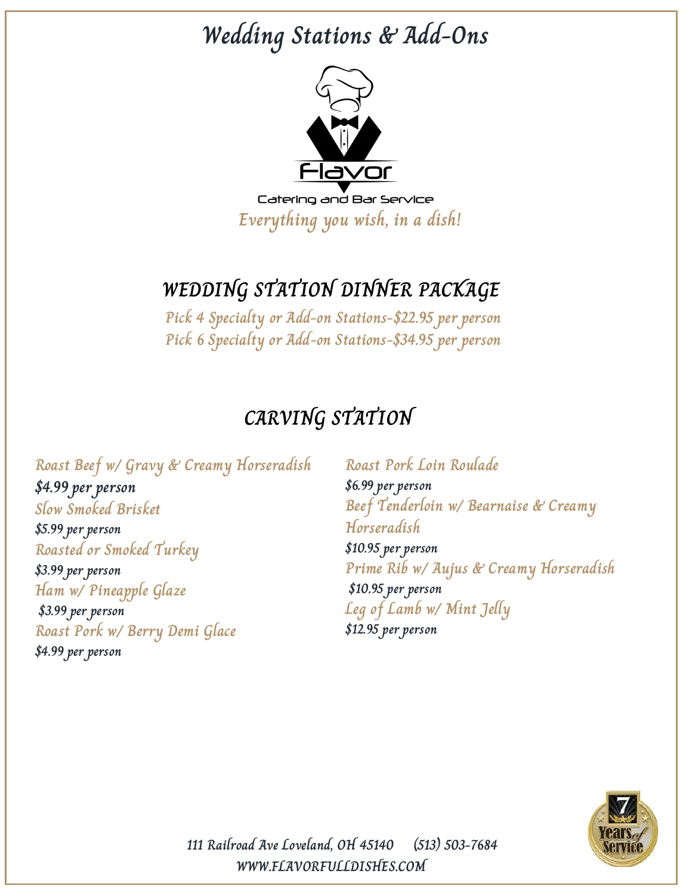# Wedding Stations & Add-Ons

Flavor

Catering and Bar Service

*Everything you wish, in a dish!*

## WEDDING STATION DINNER PACKAGE

*Pick 4 Specialty or Add-on Stations-$22.95 per person*

*Pick 6 Specialty or Add-on Stations-$34.95 per person*

## CARVING STATION

*Roast Beef w/ Gravy & Creamy Horseradish*
**$4.99 per person**

*Slow Smoked Brisket*
**$5.99 per person**

*Roasted or Smoked Turkey*
**$3.99 per person**

*Ham w/ Pineapple Glaze*
**$3.99 per person**

*Roast Pork w/ Berry Demi Glace*
**$4.99 per person**

*Roast Pork Loin Roulade*
**$6.99 per person**

*Beef Tenderloin w/ Bearnaise & Creamy Horseradish*
**$10.95 per person**

*Prime Rib w/ Aujus & Creamy Horseradish*
**$10.95 per person**

*Leg of Lamb w/ Mint Jelly*
**$12.95 per person**

111 Railroad Ave Loveland, OH 45140 (513) 503-7684

WWW.FLAVORFULLDISHES.COM

7 Years of Service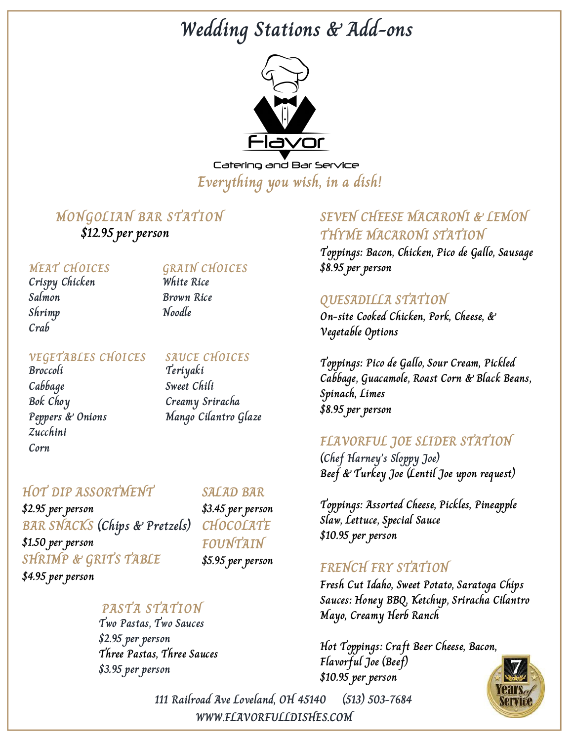# Wedding Stations & Add-ons

Flavor

Catering and Bar Service

*Everything you wish, in a dish!*

## MONGOLIAN BAR STATION

$12.95 per person

### MEAT CHOICES

- Crispy Chicken
- Salmon
- Shrimp
- Crab

### GRAIN CHOICES

- White Rice
- Brown Rice
- Noodle

### VEGETABLES CHOICES

- Broccoli
- Cabbage
- Bok Choy
- Peppers & Onions
- Zucchini
- Corn

### SAUCE CHOICES

- Teriyaki
- Sweet Chili
- Creamy Sriracha
- Mango Cilantro Glaze

## HOT DIP ASSORTMENT

$2.95 per person

## BAR SNACKS (Chips & Pretzels)

$1.50 per person

## SHRIMP & GRITS TABLE

$4.95 per person

## SALAD BAR

$3.45 per person

## CHOCOLATE FOUNTAIN

$5.95 per person

## PASTA STATION

Two Pastas, Two Sauces
$2.95 per person
Three Pastas, Three Sauces
$3.95 per person

## SEVEN CHEESE MACARONI & LEMON THYME MACARONI STATION

Toppings: Bacon, Chicken, Pico de Gallo, Sausage
$8.95 per person

## QUESADILLA STATION

On-site Cooked Chicken, Pork, Cheese, & Vegetable Options

Toppings: Pico de Gallo, Sour Cream, Pickled Cabbage, Guacamole, Roast Corn & Black Beans, Spinach, Limes
$8.95 per person

## FLAVORFUL JOE SLIDER STATION

(Chef Harney's Sloppy Joe)
Beef & Turkey Joe (Lentil Joe upon request)

Toppings: Assorted Cheese, Pickles, Pineapple Slaw, Lettuce, Special Sauce
$10.95 per person

## FRENCH FRY STATION

Fresh Cut Idaho, Sweet Potato, Saratoga Chips
Sauces: Honey BBQ, Ketchup, Sriracha Cilantro Mayo, Creamy Herb Ranch

Hot Toppings: Craft Beer Cheese, Bacon, Flavorful Joe (Beef)
$10.95 per person

7 Years of Service

111 Railroad Ave Loveland, OH 45140 (513) 503-7684
WWW.FLAVORFULLDISHES.COM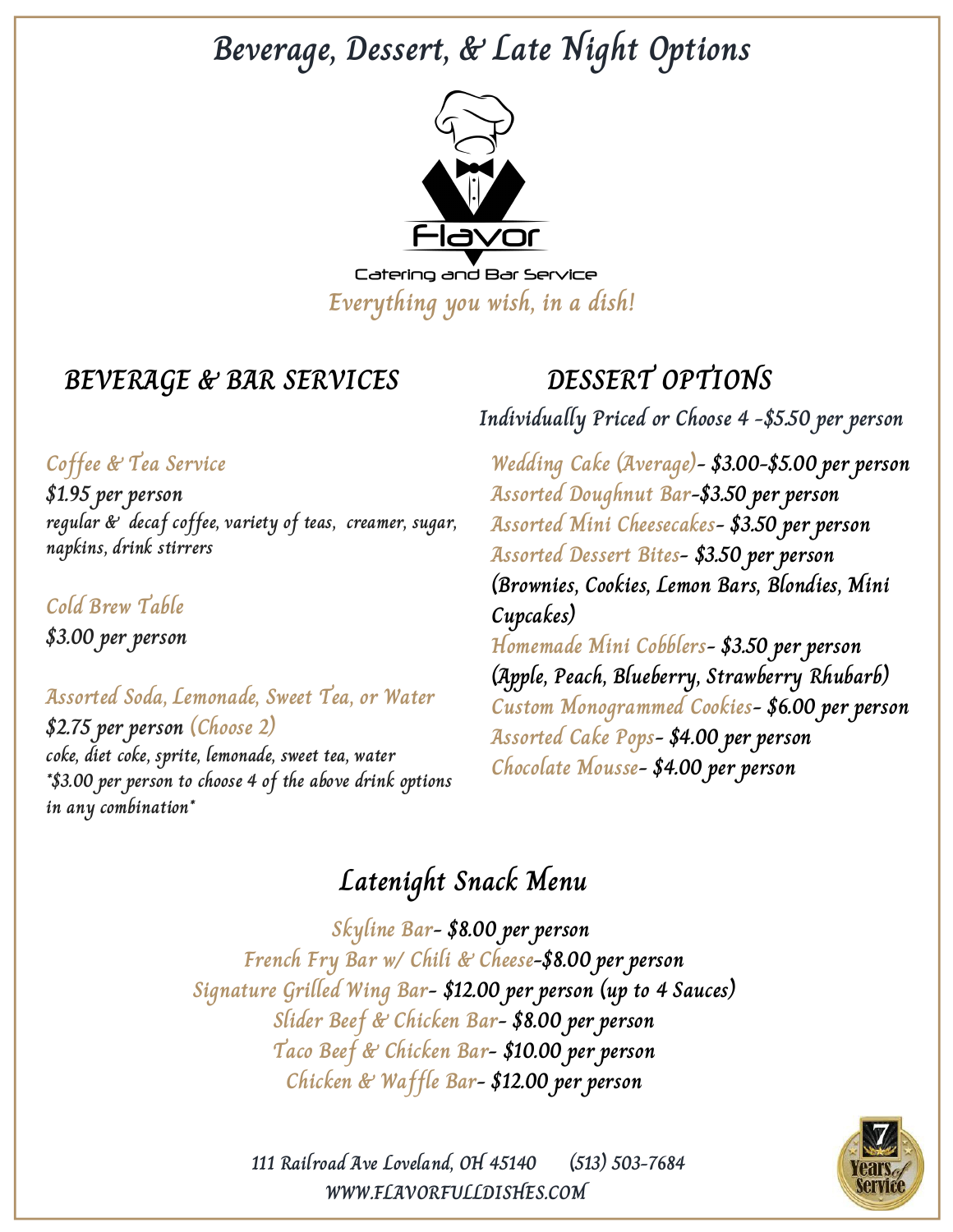# Beverage, Dessert, & Late Night Options

Flavor

Catering and Bar Service

*Everything you wish, in a dish!*

## BEVERAGE & BAR SERVICES

**Coffee & Tea Service**
*$1.95 per person*
*regular & decaf coffee, variety of teas, creamer, sugar, napkins, drink stirrers*

**Cold Brew Table**
*$3.00 per person*

**Assorted Soda, Lemonade, Sweet Tea, or Water**
*$2.75 per person (Choose 2)*
*coke, diet coke, sprite, lemonade, sweet tea, water*
*\*$3.00 per person to choose 4 of the above drink options in any combination\**

## DESSERT OPTIONS

*Individually Priced or Choose 4 -$5.50 per person*

- Wedding Cake (Average)- $3.00-$5.00 per person
- Assorted Doughnut Bar-$3.50 per person
- Assorted Mini Cheesecakes- $3.50 per person
- Assorted Dessert Bites- $3.50 per person (Brownies, Cookies, Lemon Bars, Blondies, Mini Cupcakes)
- Homemade Mini Cobblers- $3.50 per person (Apple, Peach, Blueberry, Strawberry Rhubarb)
- Custom Monogrammed Cookies- $6.00 per person
- Assorted Cake Pops- $4.00 per person
- Chocolate Mousse- $4.00 per person

## Latenight Snack Menu

- Skyline Bar- $8.00 per person
- French Fry Bar w/ Chili & Cheese-$8.00 per person
- Signature Grilled Wing Bar- $12.00 per person (up to 4 Sauces)
- Slider Beef & Chicken Bar- $8.00 per person
- Taco Beef & Chicken Bar- $10.00 per person
- Chicken & Waffle Bar- $12.00 per person

111 Railroad Ave Loveland, OH 45140 (513) 503-7684
WWW.FLAVORFULLDISHES.COM

7 Years of Service